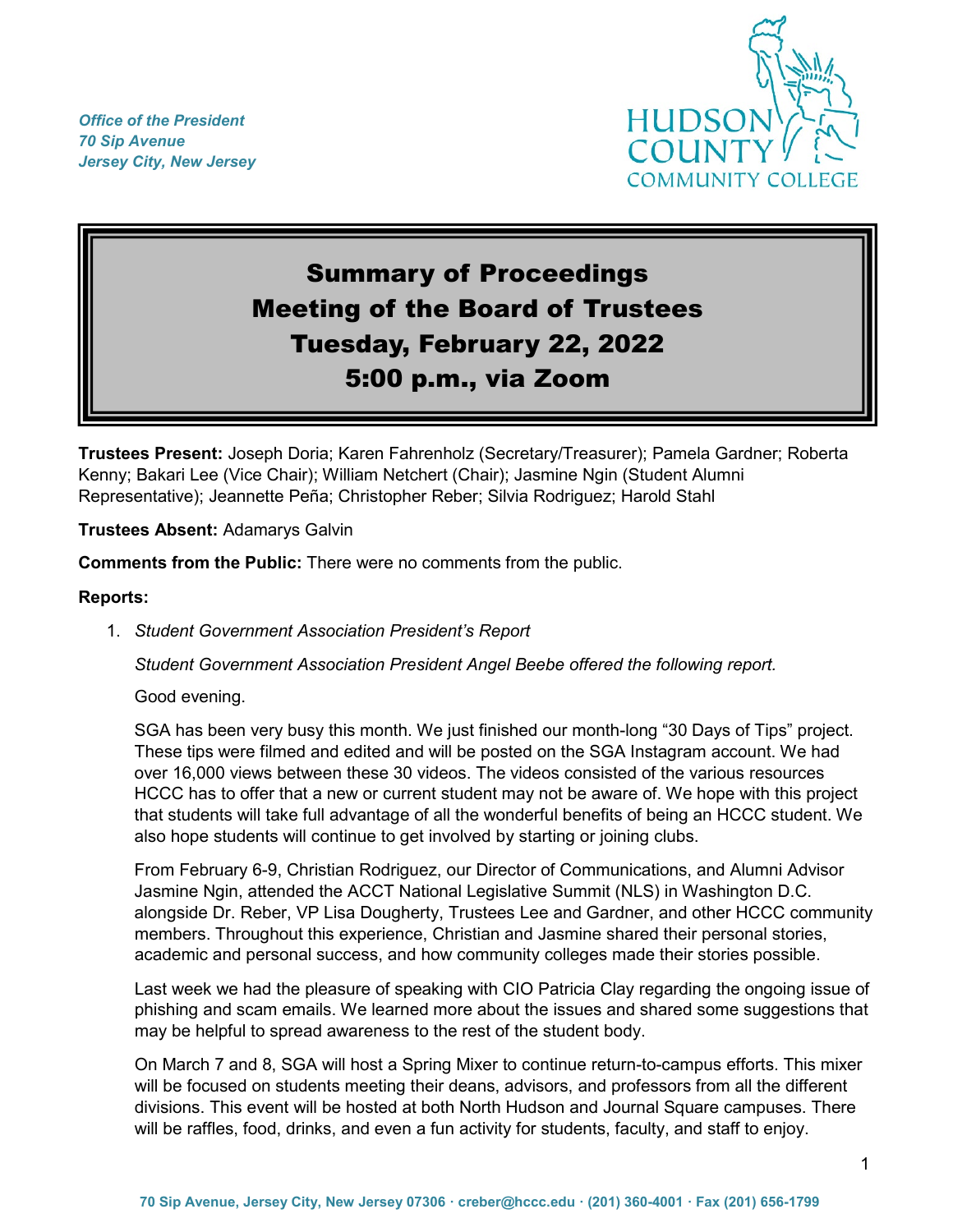*Office of the President*
*70 Sip Avenue*
*Jersey City, New Jersey*

# Summary of Proceedings
# Meeting of the Board of Trustees
# Tuesday, February 22, 2022
# 5:00 p.m., via Zoom

**Trustees Present:** Joseph Doria; Karen Fahrenholz (Secretary/Treasurer); Pamela Gardner; Roberta Kenny; Bakari Lee (Vice Chair); William Netchert (Chair); Jasmine Ngin (Student Alumni Representative); Jeannette Peña; Christopher Reber; Silvia Rodriguez; Harold Stahl

**Trustees Absent:** Adamarys Galvin

**Comments from the Public:** There were no comments from the public.

**Reports:**

1. *Student Government Association President's Report*

   *Student Government Association President Angel Beebe offered the following report.*

   Good evening.

   SGA has been very busy this month. We just finished our month-long "30 Days of Tips" project. These tips were filmed and edited and will be posted on the SGA Instagram account. We had over 16,000 views between these 30 videos. The videos consisted of the various resources HCCC has to offer that a new or current student may not be aware of. We hope with this project that students will take full advantage of all the wonderful benefits of being an HCCC student. We also hope students will continue to get involved by starting or joining clubs.

   From February 6-9, Christian Rodriguez, our Director of Communications, and Alumni Advisor Jasmine Ngin, attended the ACCT National Legislative Summit (NLS) in Washington D.C. alongside Dr. Reber, VP Lisa Dougherty, Trustees Lee and Gardner, and other HCCC community members. Throughout this experience, Christian and Jasmine shared their personal stories, academic and personal success, and how community colleges made their stories possible.

   Last week we had the pleasure of speaking with CIO Patricia Clay regarding the ongoing issue of phishing and scam emails. We learned more about the issues and shared some suggestions that may be helpful to spread awareness to the rest of the student body.

   On March 7 and 8, SGA will host a Spring Mixer to continue return-to-campus efforts. This mixer will be focused on students meeting their deans, advisors, and professors from all the different divisions. This event will be hosted at both North Hudson and Journal Square campuses. There will be raffles, food, drinks, and even a fun activity for students, faculty, and staff to enjoy.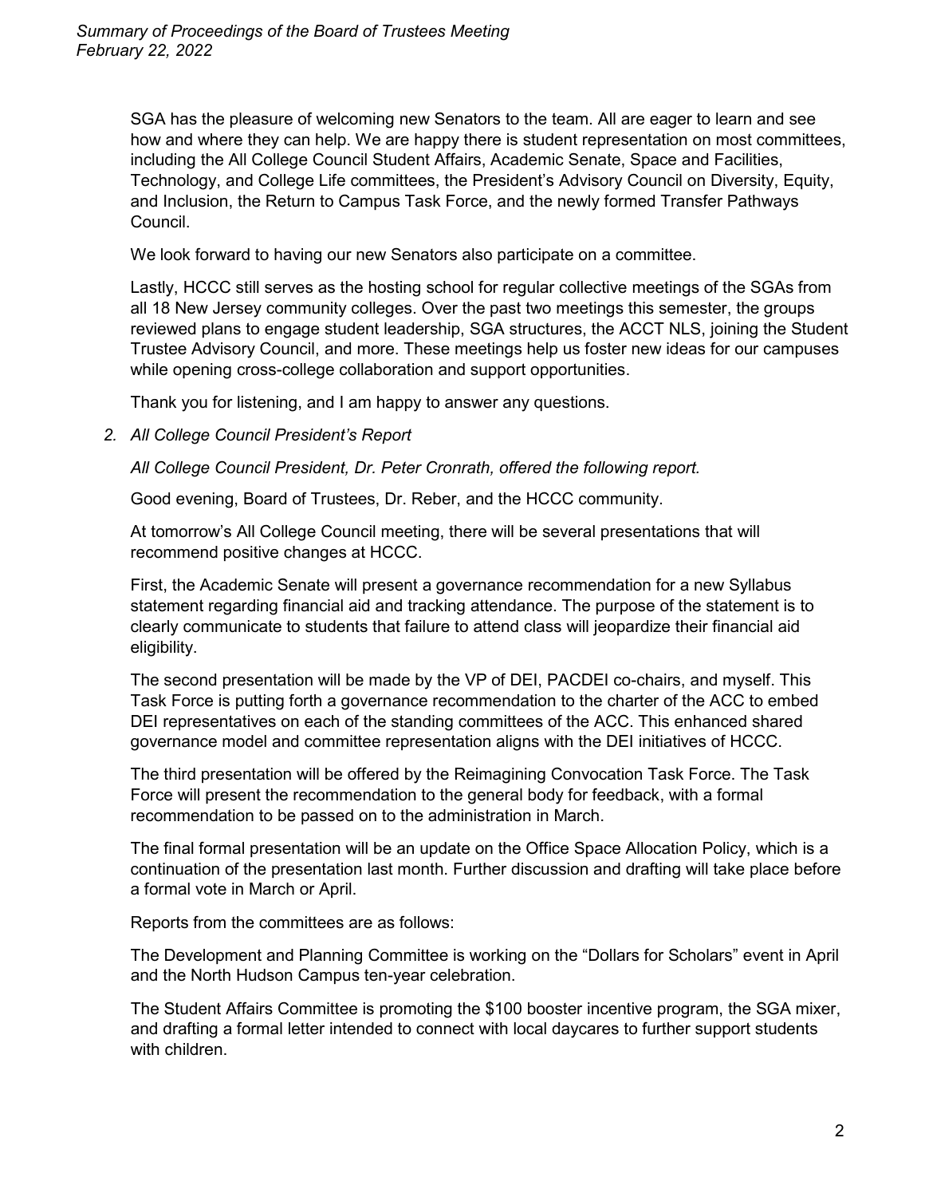SGA has the pleasure of welcoming new Senators to the team. All are eager to learn and see how and where they can help. We are happy there is student representation on most committees, including the All College Council Student Affairs, Academic Senate, Space and Facilities, Technology, and College Life committees, the President's Advisory Council on Diversity, Equity, and Inclusion, the Return to Campus Task Force, and the newly formed Transfer Pathways Council.

We look forward to having our new Senators also participate on a committee.

Lastly, HCCC still serves as the hosting school for regular collective meetings of the SGAs from all 18 New Jersey community colleges. Over the past two meetings this semester, the groups reviewed plans to engage student leadership, SGA structures, the ACCT NLS, joining the Student Trustee Advisory Council, and more. These meetings help us foster new ideas for our campuses while opening cross-college collaboration and support opportunities.

Thank you for listening, and I am happy to answer any questions.

2. *All College Council President's Report*

   *All College Council President, Dr. Peter Cronrath, offered the following report.*

   Good evening, Board of Trustees, Dr. Reber, and the HCCC community.

   At tomorrow's All College Council meeting, there will be several presentations that will recommend positive changes at HCCC.

   First, the Academic Senate will present a governance recommendation for a new Syllabus statement regarding financial aid and tracking attendance. The purpose of the statement is to clearly communicate to students that failure to attend class will jeopardize their financial aid eligibility.

   The second presentation will be made by the VP of DEI, PACDEI co-chairs, and myself. This Task Force is putting forth a governance recommendation to the charter of the ACC to embed DEI representatives on each of the standing committees of the ACC. This enhanced shared governance model and committee representation aligns with the DEI initiatives of HCCC.

   The third presentation will be offered by the Reimagining Convocation Task Force. The Task Force will present the recommendation to the general body for feedback, with a formal recommendation to be passed on to the administration in March.

   The final formal presentation will be an update on the Office Space Allocation Policy, which is a continuation of the presentation last month. Further discussion and drafting will take place before a formal vote in March or April.

   Reports from the committees are as follows:

   The Development and Planning Committee is working on the "Dollars for Scholars" event in April and the North Hudson Campus ten-year celebration.

   The Student Affairs Committee is promoting the $100 booster incentive program, the SGA mixer, and drafting a formal letter intended to connect with local daycares to further support students with children.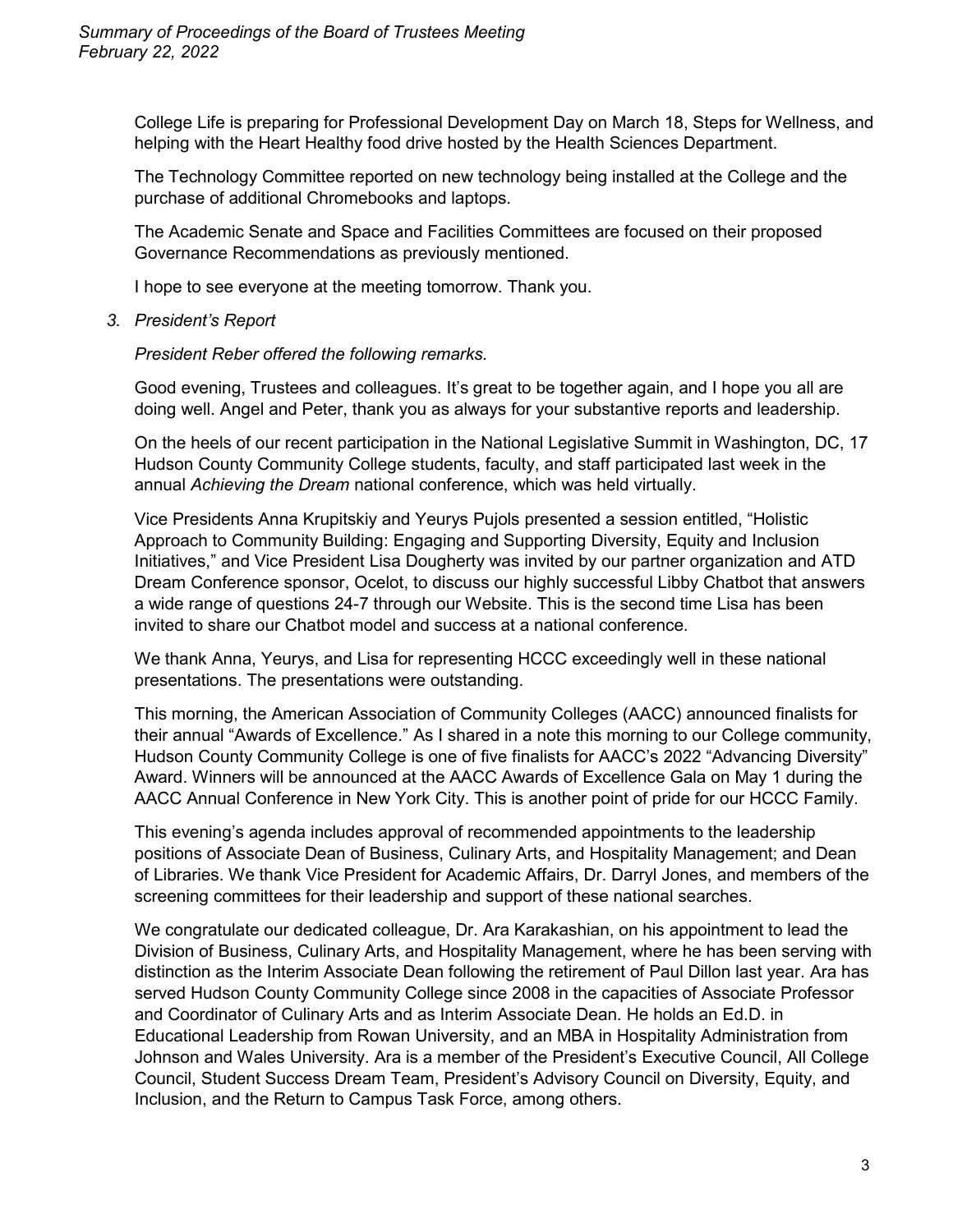College Life is preparing for Professional Development Day on March 18, Steps for Wellness, and helping with the Heart Healthy food drive hosted by the Health Sciences Department.

The Technology Committee reported on new technology being installed at the College and the purchase of additional Chromebooks and laptops.

The Academic Senate and Space and Facilities Committees are focused on their proposed Governance Recommendations as previously mentioned.

I hope to see everyone at the meeting tomorrow. Thank you.

3. *President's Report*

*President Reber offered the following remarks.*

Good evening, Trustees and colleagues. It's great to be together again, and I hope you all are doing well. Angel and Peter, thank you as always for your substantive reports and leadership.

On the heels of our recent participation in the National Legislative Summit in Washington, DC, 17 Hudson County Community College students, faculty, and staff participated last week in the annual *Achieving the Dream* national conference, which was held virtually.

Vice Presidents Anna Krupitskiy and Yeurys Pujols presented a session entitled, "Holistic Approach to Community Building: Engaging and Supporting Diversity, Equity and Inclusion Initiatives," and Vice President Lisa Dougherty was invited by our partner organization and ATD Dream Conference sponsor, Ocelot, to discuss our highly successful Libby Chatbot that answers a wide range of questions 24-7 through our Website. This is the second time Lisa has been invited to share our Chatbot model and success at a national conference.

We thank Anna, Yeurys, and Lisa for representing HCCC exceedingly well in these national presentations. The presentations were outstanding.

This morning, the American Association of Community Colleges (AACC) announced finalists for their annual "Awards of Excellence." As I shared in a note this morning to our College community, Hudson County Community College is one of five finalists for AACC's 2022 "Advancing Diversity" Award. Winners will be announced at the AACC Awards of Excellence Gala on May 1 during the AACC Annual Conference in New York City. This is another point of pride for our HCCC Family.

This evening's agenda includes approval of recommended appointments to the leadership positions of Associate Dean of Business, Culinary Arts, and Hospitality Management; and Dean of Libraries. We thank Vice President for Academic Affairs, Dr. Darryl Jones, and members of the screening committees for their leadership and support of these national searches.

We congratulate our dedicated colleague, Dr. Ara Karakashian, on his appointment to lead the Division of Business, Culinary Arts, and Hospitality Management, where he has been serving with distinction as the Interim Associate Dean following the retirement of Paul Dillon last year. Ara has served Hudson County Community College since 2008 in the capacities of Associate Professor and Coordinator of Culinary Arts and as Interim Associate Dean. He holds an Ed.D. in Educational Leadership from Rowan University, and an MBA in Hospitality Administration from Johnson and Wales University. Ara is a member of the President's Executive Council, All College Council, Student Success Dream Team, President's Advisory Council on Diversity, Equity, and Inclusion, and the Return to Campus Task Force, among others.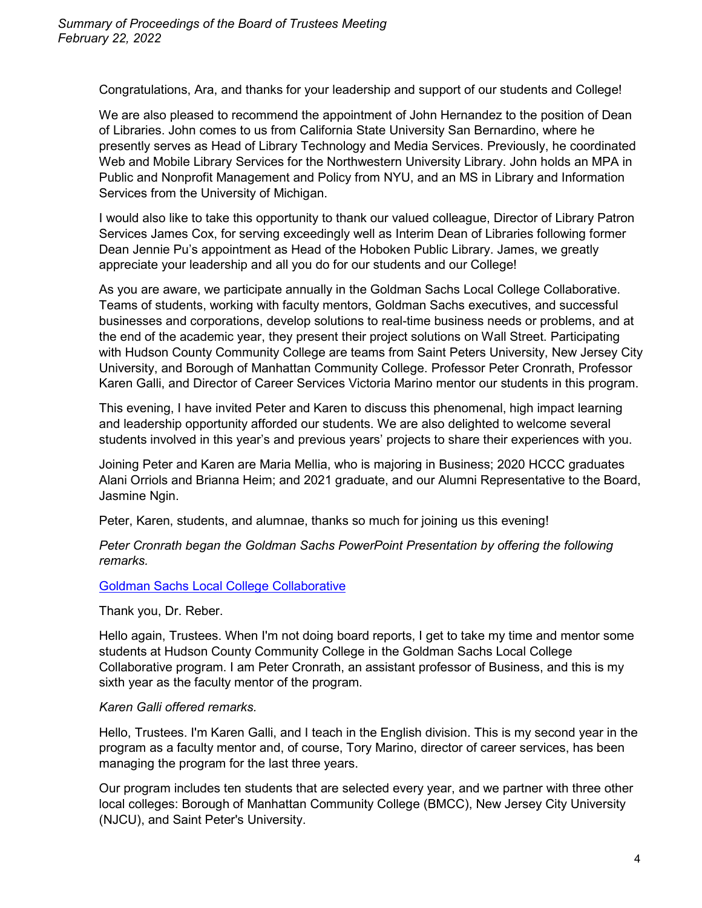Congratulations, Ara, and thanks for your leadership and support of our students and College!

We are also pleased to recommend the appointment of John Hernandez to the position of Dean of Libraries. John comes to us from California State University San Bernardino, where he presently serves as Head of Library Technology and Media Services. Previously, he coordinated Web and Mobile Library Services for the Northwestern University Library. John holds an MPA in Public and Nonprofit Management and Policy from NYU, and an MS in Library and Information Services from the University of Michigan.

I would also like to take this opportunity to thank our valued colleague, Director of Library Patron Services James Cox, for serving exceedingly well as Interim Dean of Libraries following former Dean Jennie Pu's appointment as Head of the Hoboken Public Library. James, we greatly appreciate your leadership and all you do for our students and our College!

As you are aware, we participate annually in the Goldman Sachs Local College Collaborative. Teams of students, working with faculty mentors, Goldman Sachs executives, and successful businesses and corporations, develop solutions to real-time business needs or problems, and at the end of the academic year, they present their project solutions on Wall Street. Participating with Hudson County Community College are teams from Saint Peters University, New Jersey City University, and Borough of Manhattan Community College. Professor Peter Cronrath, Professor Karen Galli, and Director of Career Services Victoria Marino mentor our students in this program.

This evening, I have invited Peter and Karen to discuss this phenomenal, high impact learning and leadership opportunity afforded our students. We are also delighted to welcome several students involved in this year's and previous years' projects to share their experiences with you.

Joining Peter and Karen are Maria Mellia, who is majoring in Business; 2020 HCCC graduates Alani Orriols and Brianna Heim; and 2021 graduate, and our Alumni Representative to the Board, Jasmine Ngin.

Peter, Karen, students, and alumnae, thanks so much for joining us this evening!

*Peter Cronrath began the Goldman Sachs PowerPoint Presentation by offering the following remarks.*

Goldman Sachs Local College Collaborative

Thank you, Dr. Reber.

Hello again, Trustees. When I'm not doing board reports, I get to take my time and mentor some students at Hudson County Community College in the Goldman Sachs Local College Collaborative program. I am Peter Cronrath, an assistant professor of Business, and this is my sixth year as the faculty mentor of the program.

*Karen Galli offered remarks.*

Hello, Trustees. I'm Karen Galli, and I teach in the English division. This is my second year in the program as a faculty mentor and, of course, Tory Marino, director of career services, has been managing the program for the last three years.

Our program includes ten students that are selected every year, and we partner with three other local colleges: Borough of Manhattan Community College (BMCC), New Jersey City University (NJCU), and Saint Peter's University.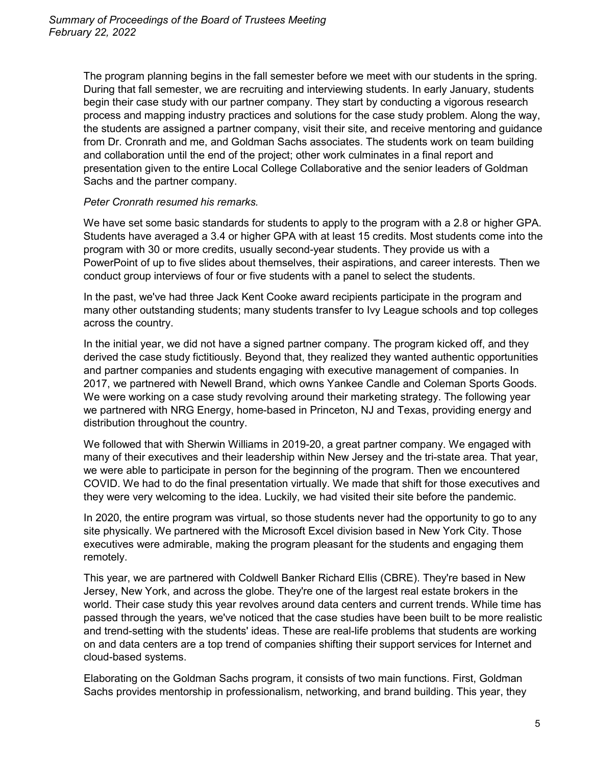The program planning begins in the fall semester before we meet with our students in the spring. During that fall semester, we are recruiting and interviewing students. In early January, students begin their case study with our partner company. They start by conducting a vigorous research process and mapping industry practices and solutions for the case study problem. Along the way, the students are assigned a partner company, visit their site, and receive mentoring and guidance from Dr. Cronrath and me, and Goldman Sachs associates. The students work on team building and collaboration until the end of the project; other work culminates in a final report and presentation given to the entire Local College Collaborative and the senior leaders of Goldman Sachs and the partner company.

*Peter Cronrath resumed his remarks.*

We have set some basic standards for students to apply to the program with a 2.8 or higher GPA. Students have averaged a 3.4 or higher GPA with at least 15 credits. Most students come into the program with 30 or more credits, usually second-year students. They provide us with a PowerPoint of up to five slides about themselves, their aspirations, and career interests. Then we conduct group interviews of four or five students with a panel to select the students.

In the past, we've had three Jack Kent Cooke award recipients participate in the program and many other outstanding students; many students transfer to Ivy League schools and top colleges across the country.

In the initial year, we did not have a signed partner company. The program kicked off, and they derived the case study fictitiously. Beyond that, they realized they wanted authentic opportunities and partner companies and students engaging with executive management of companies. In 2017, we partnered with Newell Brand, which owns Yankee Candle and Coleman Sports Goods. We were working on a case study revolving around their marketing strategy. The following year we partnered with NRG Energy, home-based in Princeton, NJ and Texas, providing energy and distribution throughout the country.

We followed that with Sherwin Williams in 2019-20, a great partner company. We engaged with many of their executives and their leadership within New Jersey and the tri-state area. That year, we were able to participate in person for the beginning of the program. Then we encountered COVID. We had to do the final presentation virtually. We made that shift for those executives and they were very welcoming to the idea. Luckily, we had visited their site before the pandemic.

In 2020, the entire program was virtual, so those students never had the opportunity to go to any site physically. We partnered with the Microsoft Excel division based in New York City. Those executives were admirable, making the program pleasant for the students and engaging them remotely.

This year, we are partnered with Coldwell Banker Richard Ellis (CBRE). They're based in New Jersey, New York, and across the globe. They're one of the largest real estate brokers in the world. Their case study this year revolves around data centers and current trends. While time has passed through the years, we've noticed that the case studies have been built to be more realistic and trend-setting with the students' ideas. These are real-life problems that students are working on and data centers are a top trend of companies shifting their support services for Internet and cloud-based systems.

Elaborating on the Goldman Sachs program, it consists of two main functions. First, Goldman Sachs provides mentorship in professionalism, networking, and brand building. This year, they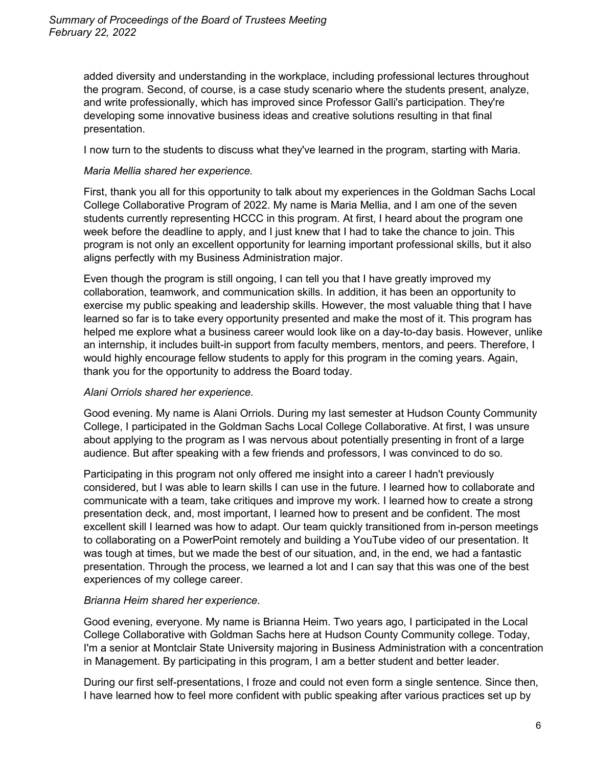added diversity and understanding in the workplace, including professional lectures throughout the program. Second, of course, is a case study scenario where the students present, analyze, and write professionally, which has improved since Professor Galli's participation. They're developing some innovative business ideas and creative solutions resulting in that final presentation.

I now turn to the students to discuss what they've learned in the program, starting with Maria.

*Maria Mellia shared her experience.*

First, thank you all for this opportunity to talk about my experiences in the Goldman Sachs Local College Collaborative Program of 2022. My name is Maria Mellia, and I am one of the seven students currently representing HCCC in this program. At first, I heard about the program one week before the deadline to apply, and I just knew that I had to take the chance to join. This program is not only an excellent opportunity for learning important professional skills, but it also aligns perfectly with my Business Administration major.

Even though the program is still ongoing, I can tell you that I have greatly improved my collaboration, teamwork, and communication skills. In addition, it has been an opportunity to exercise my public speaking and leadership skills. However, the most valuable thing that I have learned so far is to take every opportunity presented and make the most of it. This program has helped me explore what a business career would look like on a day-to-day basis. However, unlike an internship, it includes built-in support from faculty members, mentors, and peers. Therefore, I would highly encourage fellow students to apply for this program in the coming years. Again, thank you for the opportunity to address the Board today.

*Alani Orriols shared her experience.*

Good evening. My name is Alani Orriols. During my last semester at Hudson County Community College, I participated in the Goldman Sachs Local College Collaborative. At first, I was unsure about applying to the program as I was nervous about potentially presenting in front of a large audience. But after speaking with a few friends and professors, I was convinced to do so.

Participating in this program not only offered me insight into a career I hadn't previously considered, but I was able to learn skills I can use in the future. I learned how to collaborate and communicate with a team, take critiques and improve my work. I learned how to create a strong presentation deck, and, most important, I learned how to present and be confident. The most excellent skill I learned was how to adapt. Our team quickly transitioned from in-person meetings to collaborating on a PowerPoint remotely and building a YouTube video of our presentation. It was tough at times, but we made the best of our situation, and, in the end, we had a fantastic presentation. Through the process, we learned a lot and I can say that this was one of the best experiences of my college career.

*Brianna Heim shared her experience*.

Good evening, everyone. My name is Brianna Heim. Two years ago, I participated in the Local College Collaborative with Goldman Sachs here at Hudson County Community college. Today, I'm a senior at Montclair State University majoring in Business Administration with a concentration in Management. By participating in this program, I am a better student and better leader.

During our first self-presentations, I froze and could not even form a single sentence. Since then, I have learned how to feel more confident with public speaking after various practices set up by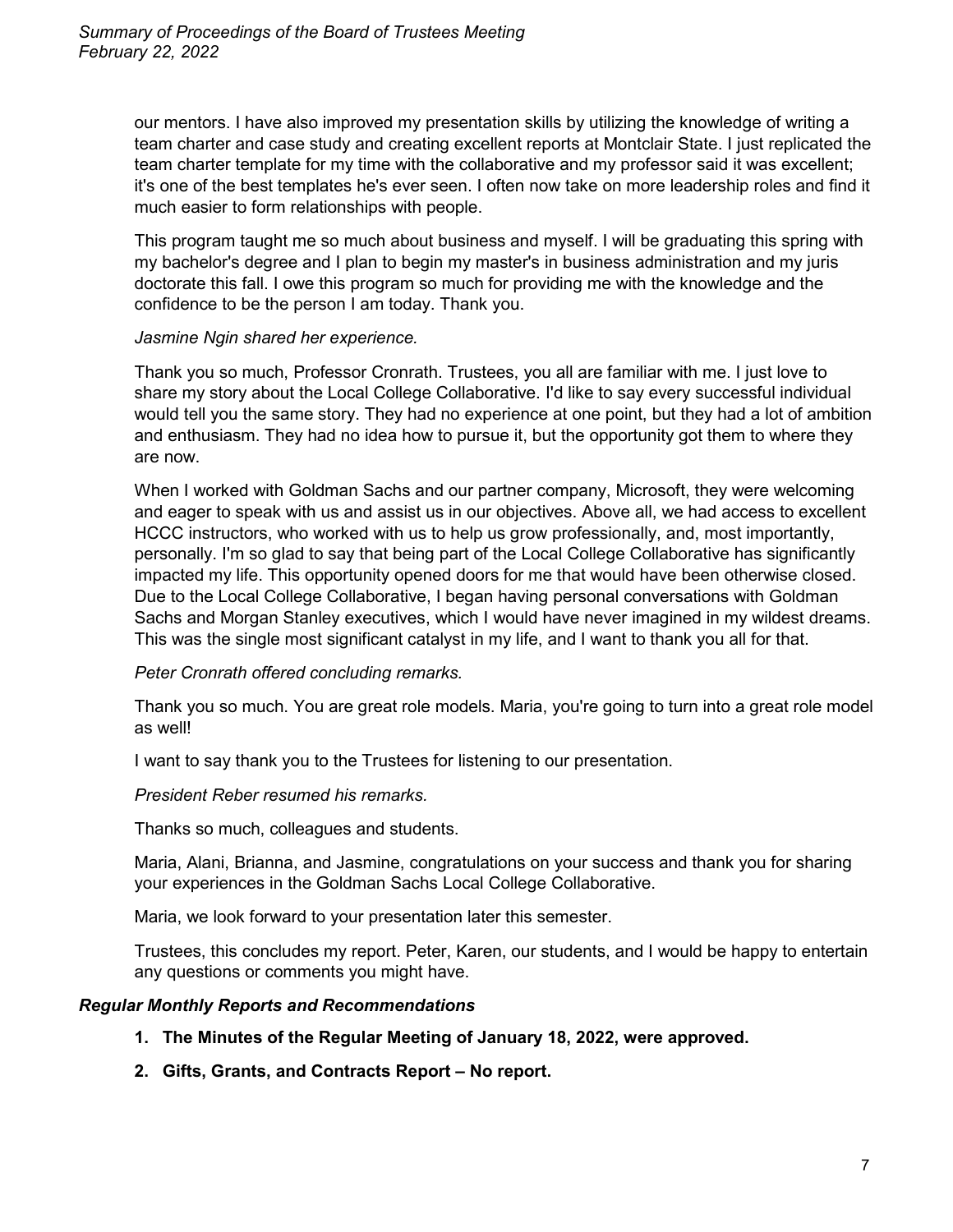our mentors. I have also improved my presentation skills by utilizing the knowledge of writing a team charter and case study and creating excellent reports at Montclair State. I just replicated the team charter template for my time with the collaborative and my professor said it was excellent; it's one of the best templates he's ever seen. I often now take on more leadership roles and find it much easier to form relationships with people.

This program taught me so much about business and myself. I will be graduating this spring with my bachelor's degree and I plan to begin my master's in business administration and my juris doctorate this fall. I owe this program so much for providing me with the knowledge and the confidence to be the person I am today. Thank you.

*Jasmine Ngin shared her experience.*

Thank you so much, Professor Cronrath. Trustees, you all are familiar with me. I just love to share my story about the Local College Collaborative. I'd like to say every successful individual would tell you the same story. They had no experience at one point, but they had a lot of ambition and enthusiasm. They had no idea how to pursue it, but the opportunity got them to where they are now.

When I worked with Goldman Sachs and our partner company, Microsoft, they were welcoming and eager to speak with us and assist us in our objectives. Above all, we had access to excellent HCCC instructors, who worked with us to help us grow professionally, and, most importantly, personally. I'm so glad to say that being part of the Local College Collaborative has significantly impacted my life. This opportunity opened doors for me that would have been otherwise closed. Due to the Local College Collaborative, I began having personal conversations with Goldman Sachs and Morgan Stanley executives, which I would have never imagined in my wildest dreams. This was the single most significant catalyst in my life, and I want to thank you all for that.

*Peter Cronrath offered concluding remarks.*

Thank you so much. You are great role models. Maria, you're going to turn into a great role model as well!

I want to say thank you to the Trustees for listening to our presentation.

*President Reber resumed his remarks.*

Thanks so much, colleagues and students.

Maria, Alani, Brianna, and Jasmine, congratulations on your success and thank you for sharing your experiences in the Goldman Sachs Local College Collaborative.

Maria, we look forward to your presentation later this semester.

Trustees, this concludes my report. Peter, Karen, our students, and I would be happy to entertain any questions or comments you might have.

***Regular Monthly Reports and Recommendations***

1. **The Minutes of the Regular Meeting of January 18, 2022, were approved.**
2. **Gifts, Grants, and Contracts Report – No report.**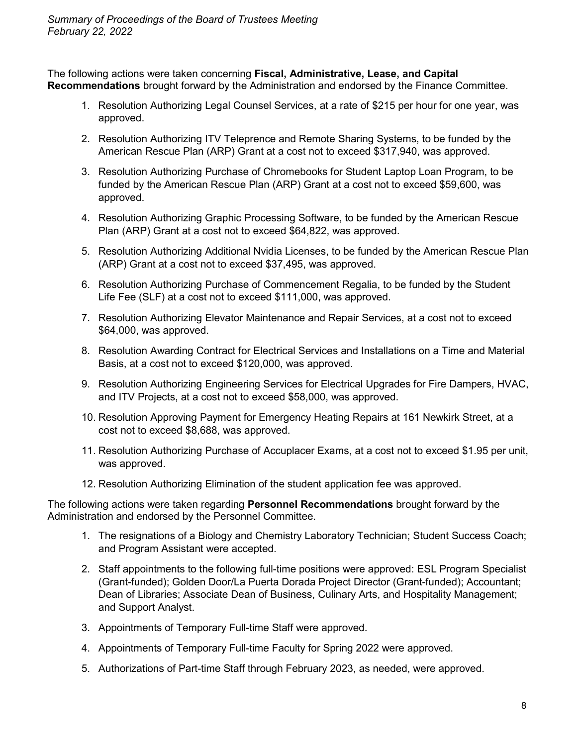The following actions were taken concerning **Fiscal, Administrative, Lease, and Capital Recommendations** brought forward by the Administration and endorsed by the Finance Committee.

1. Resolution Authorizing Legal Counsel Services, at a rate of $215 per hour for one year, was approved.
2. Resolution Authorizing ITV Teleprence and Remote Sharing Systems, to be funded by the American Rescue Plan (ARP) Grant at a cost not to exceed $317,940, was approved.
3. Resolution Authorizing Purchase of Chromebooks for Student Laptop Loan Program, to be funded by the American Rescue Plan (ARP) Grant at a cost not to exceed $59,600, was approved.
4. Resolution Authorizing Graphic Processing Software, to be funded by the American Rescue Plan (ARP) Grant at a cost not to exceed $64,822, was approved.
5. Resolution Authorizing Additional Nvidia Licenses, to be funded by the American Rescue Plan (ARP) Grant at a cost not to exceed $37,495, was approved.
6. Resolution Authorizing Purchase of Commencement Regalia, to be funded by the Student Life Fee (SLF) at a cost not to exceed $111,000, was approved.
7. Resolution Authorizing Elevator Maintenance and Repair Services, at a cost not to exceed $64,000, was approved.
8. Resolution Awarding Contract for Electrical Services and Installations on a Time and Material Basis, at a cost not to exceed $120,000, was approved.
9. Resolution Authorizing Engineering Services for Electrical Upgrades for Fire Dampers, HVAC, and ITV Projects, at a cost not to exceed $58,000, was approved.
10. Resolution Approving Payment for Emergency Heating Repairs at 161 Newkirk Street, at a cost not to exceed $8,688, was approved.
11. Resolution Authorizing Purchase of Accuplacer Exams, at a cost not to exceed $1.95 per unit, was approved.
12. Resolution Authorizing Elimination of the student application fee was approved.

The following actions were taken regarding **Personnel Recommendations** brought forward by the Administration and endorsed by the Personnel Committee.

1. The resignations of a Biology and Chemistry Laboratory Technician; Student Success Coach; and Program Assistant were accepted.
2. Staff appointments to the following full-time positions were approved: ESL Program Specialist (Grant-funded); Golden Door/La Puerta Dorada Project Director (Grant-funded); Accountant; Dean of Libraries; Associate Dean of Business, Culinary Arts, and Hospitality Management; and Support Analyst.
3. Appointments of Temporary Full-time Staff were approved.
4. Appointments of Temporary Full-time Faculty for Spring 2022 were approved.
5. Authorizations of Part-time Staff through February 2023, as needed, were approved.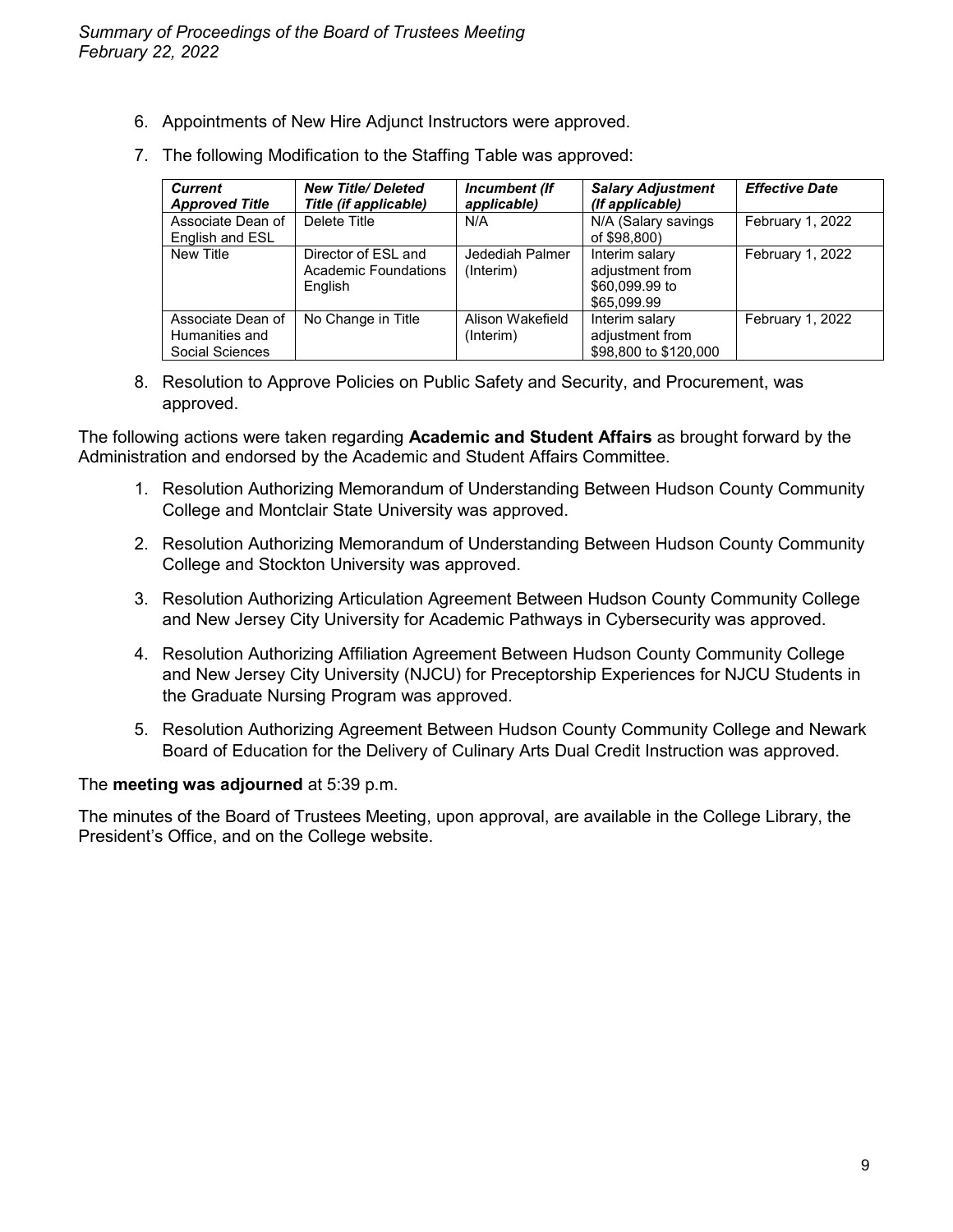6. Appointments of New Hire Adjunct Instructors were approved.

7. The following Modification to the Staffing Table was approved:

| *Current Approved Title* | *New Title/ Deleted Title (if applicable)* | *Incumbent (If applicable)* | *Salary Adjustment (If applicable)* | *Effective Date* |
|---|---|---|---|---|
| Associate Dean of English and ESL | Delete Title | N/A | N/A (Salary savings of $98,800) | February 1, 2022 |
| New Title | Director of ESL and Academic Foundations English | Jedediah Palmer (Interim) | Interim salary adjustment from $60,099.99 to $65,099.99 | February 1, 2022 |
| Associate Dean of Humanities and Social Sciences | No Change in Title | Alison Wakefield (Interim) | Interim salary adjustment from $98,800 to $120,000 | February 1, 2022 |

8. Resolution to Approve Policies on Public Safety and Security, and Procurement, was approved.

The following actions were taken regarding **Academic and Student Affairs** as brought forward by the Administration and endorsed by the Academic and Student Affairs Committee.

1. Resolution Authorizing Memorandum of Understanding Between Hudson County Community College and Montclair State University was approved.

2. Resolution Authorizing Memorandum of Understanding Between Hudson County Community College and Stockton University was approved.

3. Resolution Authorizing Articulation Agreement Between Hudson County Community College and New Jersey City University for Academic Pathways in Cybersecurity was approved.

4. Resolution Authorizing Affiliation Agreement Between Hudson County Community College and New Jersey City University (NJCU) for Preceptorship Experiences for NJCU Students in the Graduate Nursing Program was approved.

5. Resolution Authorizing Agreement Between Hudson County Community College and Newark Board of Education for the Delivery of Culinary Arts Dual Credit Instruction was approved.

The **meeting was adjourned** at 5:39 p.m.

The minutes of the Board of Trustees Meeting, upon approval, are available in the College Library, the President's Office, and on the College website.